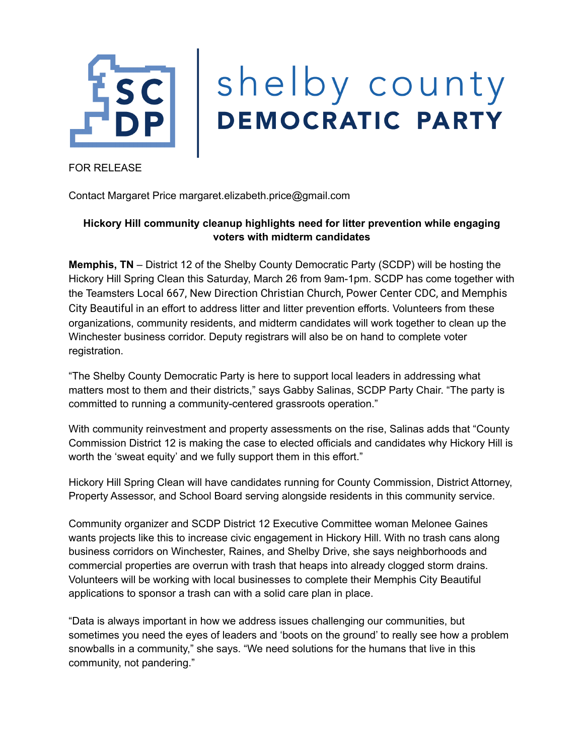shelby county
DEMOCRATIC PARTY

FOR RELEASE

Contact Margaret Price margaret.elizabeth.price@gmail.com

**Hickory Hill community cleanup highlights need for litter prevention while engaging voters with midterm candidates**

**Memphis, TN** – District 12 of the Shelby County Democratic Party (SCDP) will be hosting the Hickory Hill Spring Clean this Saturday, March 26 from 9am-1pm. SCDP has come together with the Teamsters Local 667, New Direction Christian Church, Power Center CDC, and Memphis City Beautiful in an effort to address litter and litter prevention efforts. Volunteers from these organizations, community residents, and midterm candidates will work together to clean up the Winchester business corridor. Deputy registrars will also be on hand to complete voter registration.

"The Shelby County Democratic Party is here to support local leaders in addressing what matters most to them and their districts," says Gabby Salinas, SCDP Party Chair. "The party is committed to running a community-centered grassroots operation."

With community reinvestment and property assessments on the rise, Salinas adds that "County Commission District 12 is making the case to elected officials and candidates why Hickory Hill is worth the 'sweat equity' and we fully support them in this effort."

Hickory Hill Spring Clean will have candidates running for County Commission, District Attorney, Property Assessor, and School Board serving alongside residents in this community service.

Community organizer and SCDP District 12 Executive Committee woman Melonee Gaines wants projects like this to increase civic engagement in Hickory Hill. With no trash cans along business corridors on Winchester, Raines, and Shelby Drive, she says neighborhoods and commercial properties are overrun with trash that heaps into already clogged storm drains. Volunteers will be working with local businesses to complete their Memphis City Beautiful applications to sponsor a trash can with a solid care plan in place.

"Data is always important in how we address issues challenging our communities, but sometimes you need the eyes of leaders and 'boots on the ground' to really see how a problem snowballs in a community," she says. "We need solutions for the humans that live in this community, not pandering."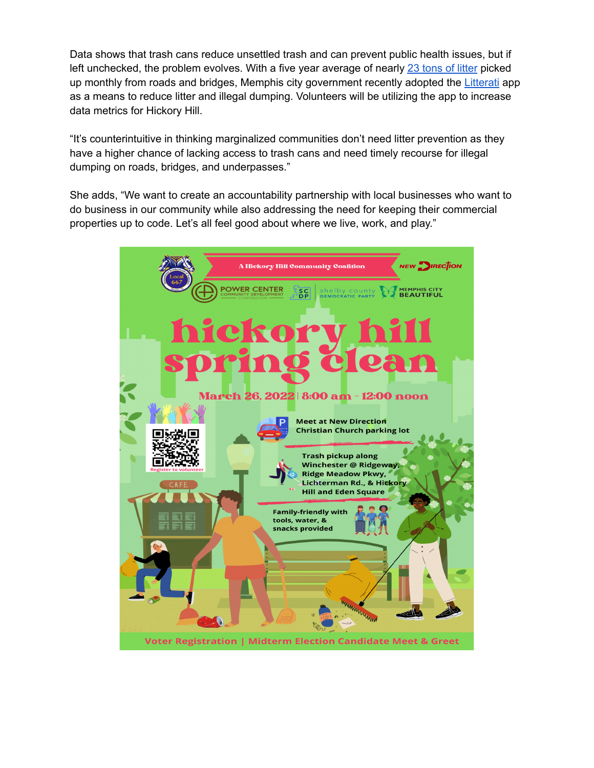Data shows that trash cans reduce unsettled trash and can prevent public health issues, but if left unchecked, the problem evolves. With a five year average of nearly 23 tons of litter picked up monthly from roads and bridges, Memphis city government recently adopted the Litterati app as a means to reduce litter and illegal dumping. Volunteers will be utilizing the app to increase data metrics for Hickory Hill.

"It's counterintuitive in thinking marginalized communities don't need litter prevention as they have a higher chance of lacking access to trash cans and need timely recourse for illegal dumping on roads, bridges, and underpasses."

She adds, "We want to create an accountability partnership with local businesses who want to do business in our community while also addressing the need for keeping their commercial properties up to code. Let's all feel good about where we live, work, and play."

A Hickory Hill Community Coalition

NEW DIRECTION

Local 667

POWER CENTER COMMUNITY DEVELOPMENT CORPORATION

SCDP shelby county DEMOCRATIC PARTY

MEMPHIS CITY BEAUTIFUL

# hickory hill spring clean

March 26, 2022 | 8:00 am - 12:00 noon

Register to volunteer

Meet at New Direction Christian Church parking lot

Trash pickup along Winchester @ Ridgeway, Ridge Meadow Pkwy, Lichterman Rd., & Hickory Hill and Eden Square

Family-friendly with tools, water, & snacks provided

CAFE

Voter Registration | Midterm Election Candidate Meet & Greet